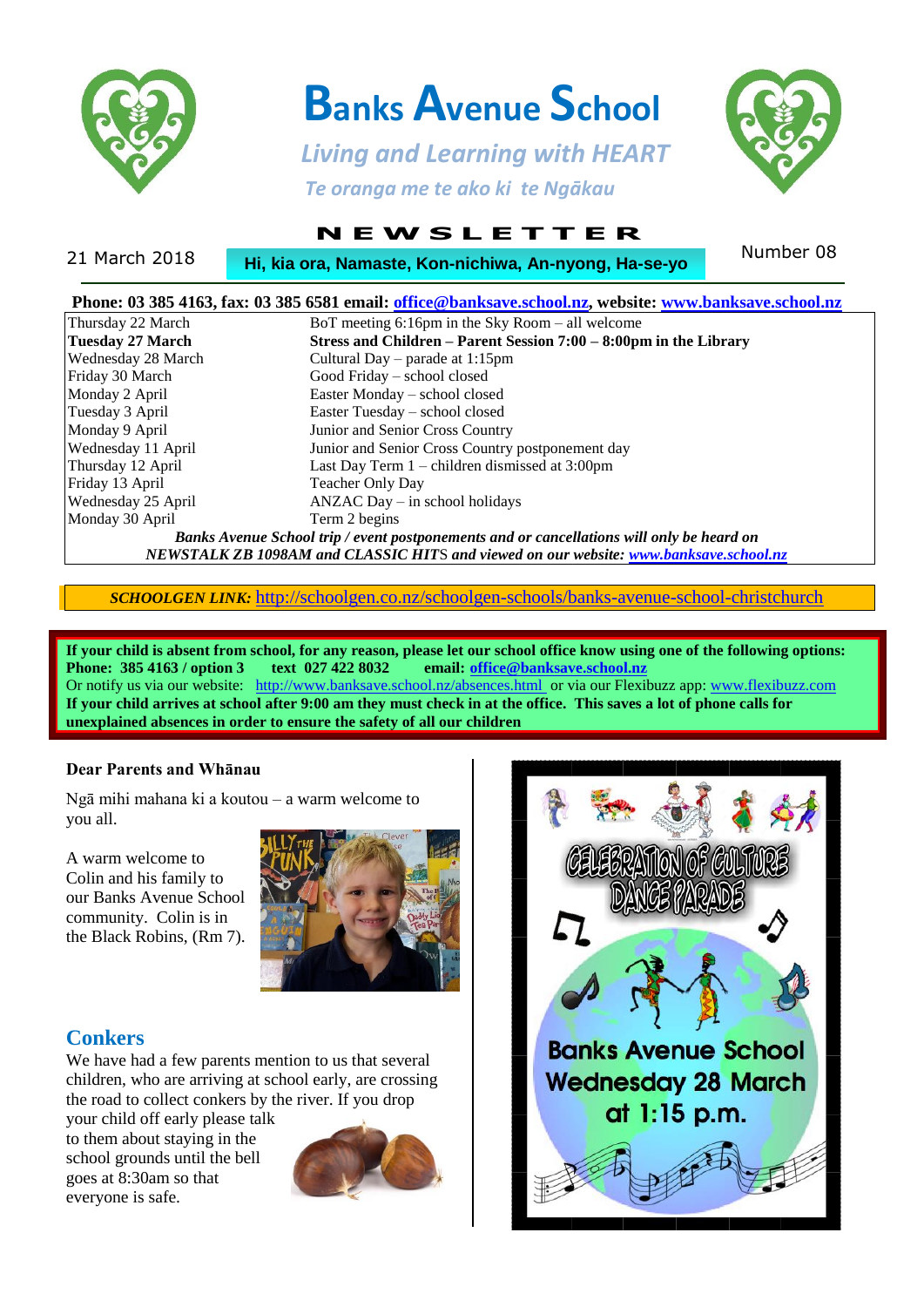# Banks Avenue School

*Living and Learning with HEART*

*Te oranga me te ako ki te Ngākau*

## NEWSLETTER

21 March 2018 — **Hi, kia ora, Namaste, Kon-nichiwa, An-nyong, Ha-se-yo** — Number 08

**Phone: 03 385 4163, fax: 03 385 6581 email: office@banksave.school.nz, website: www.banksave.school.nz**

| Date | Event |
|---|---|
| Thursday 22 March | BoT meeting 6:16pm in the Sky Room – all welcome |
| **Tuesday 27 March** | **Stress and Children – Parent Session 7:00 – 8:00pm in the Library** |
| Wednesday 28 March | Cultural Day – parade at 1:15pm |
| Friday 30 March | Good Friday – school closed |
| Monday 2 April | Easter Monday – school closed |
| Tuesday 3 April | Easter Tuesday – school closed |
| Monday 9 April | Junior and Senior Cross Country |
| Wednesday 11 April | Junior and Senior Cross Country postponement day |
| Thursday 12 April | Last Day Term 1 – children dismissed at 3:00pm |
| Friday 13 April | Teacher Only Day |
| Wednesday 25 April | ANZAC Day – in school holidays |
| Monday 30 April | Term 2 begins |

***Banks Avenue School trip / event postponements and or cancellations will only be heard on NEWSTALK ZB 1098AM and CLASSIC HITS and viewed on our website: www.banksave.school.nz***

***SCHOOLGEN LINK:*** http://schoolgen.co.nz/schoolgen-schools/banks-avenue-school-christchurch

**If your child is absent from school, for any reason, please let our school office know using one of the following options:**
**Phone: 385 4163 / option 3 text 027 422 8032 email: office@banksave.school.nz**
Or notify us via our website: http://www.banksave.school.nz/absences.html or via our Flexibuzz app: www.flexibuzz.com
**If your child arrives at school after 9:00 am they must check in at the office. This saves a lot of phone calls for unexplained absences in order to ensure the safety of all our children**

**Dear Parents and Whānau**

Ngā mihi mahana ki a koutou – a warm welcome to you all.

A warm welcome to Colin and his family to our Banks Avenue School community. Colin is in the Black Robins, (Rm 7).

## Conkers

We have had a few parents mention to us that several children, who are arriving at school early, are crossing the road to collect conkers by the river. If you drop your child off early please talk to them about staying in the school grounds until the bell goes at 8:30am so that everyone is safe.

CELEBRATION OF CULTURE DANCE PARADE

Banks Avenue School
Wednesday 28 March
at 1:15 p.m.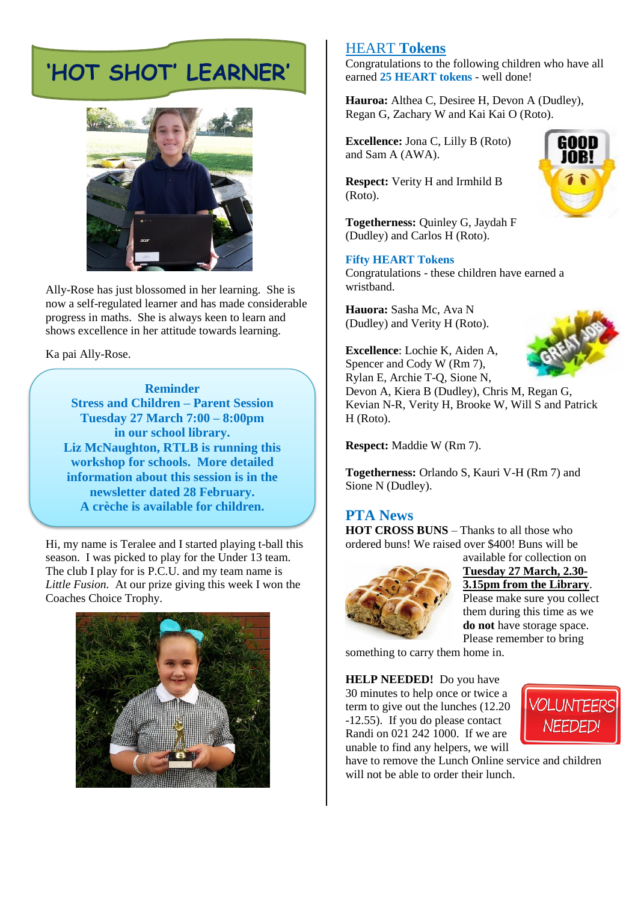# 'HOT SHOT' LEARNER'

Ally-Rose has just blossomed in her learning. She is now a self-regulated learner and has made considerable progress in maths. She is always keen to learn and shows excellence in her attitude towards learning.

Ka pai Ally-Rose.

**Reminder**
**Stress and Children – Parent Session**
**Tuesday 27 March 7:00 – 8:00pm**
**in our school library.**
**Liz McNaughton, RTLB is running this workshop for schools. More detailed information about this session is in the newsletter dated 28 February.**
**A crèche is available for children.**

Hi, my name is Teralee and I started playing t-ball this season. I was picked to play for the Under 13 team. The club I play for is P.C.U. and my team name is *Little Fusion*. At our prize giving this week I won the Coaches Choice Trophy.

## HEART Tokens

Congratulations to the following children who have all earned **25 HEART tokens** - well done!

**Hauroa:** Althea C, Desiree H, Devon A (Dudley), Regan G, Zachary W and Kai Kai O (Roto).

**Excellence:** Jona C, Lilly B (Roto) and Sam A (AWA).

**Respect:** Verity H and Irmhild B (Roto).

**Togetherness:** Quinley G, Jaydah F (Dudley) and Carlos H (Roto).

### Fifty HEART Tokens

Congratulations - these children have earned a wristband.

**Hauora:** Sasha Mc, Ava N (Dudley) and Verity H (Roto).

**Excellence**: Lochie K, Aiden A, Spencer and Cody W (Rm 7), Rylan E, Archie T-Q, Sione N, Devon A, Kiera B (Dudley), Chris M, Regan G, Kevian N-R, Verity H, Brooke W, Will S and Patrick H (Roto).

**Respect:** Maddie W (Rm 7).

**Togetherness:** Orlando S, Kauri V-H (Rm 7) and Sione N (Dudley).

## PTA News

**HOT CROSS BUNS** – Thanks to all those who ordered buns! We raised over $400! Buns will be available for collection on **Tuesday 27 March, 2.30-3.15pm from the Library**. Please make sure you collect them during this time as we **do not** have storage space. Please remember to bring something to carry them home in.

**HELP NEEDED!** Do you have 30 minutes to help once or twice a term to give out the lunches (12.20 -12.55). If you do please contact Randi on 021 242 1000. If we are unable to find any helpers, we will have to remove the Lunch Online service and children will not be able to order their lunch.